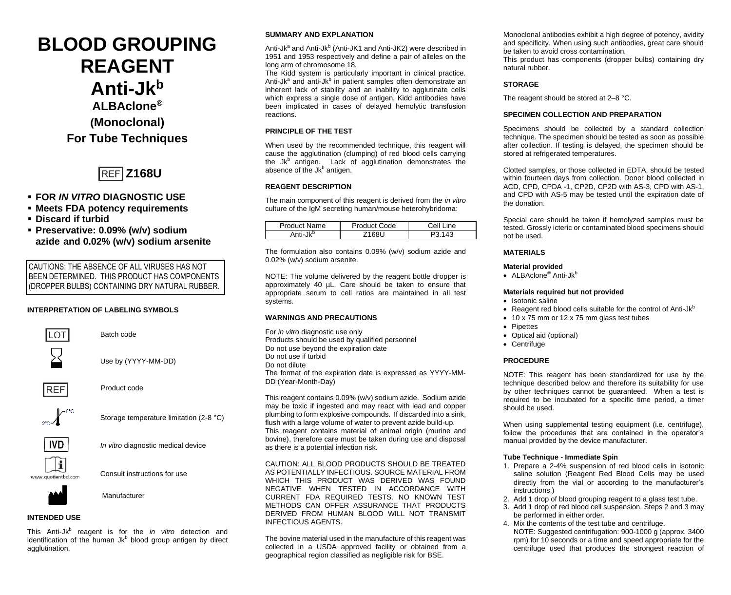# BLOOD GROUPING REAGENT Anti-Jk$^b$

## ALBAclone®

## (Monoclonal)

## For Tube Techniques

REF **Z168U**

- **FOR *IN VITRO* DIAGNOSTIC USE**
- **Meets FDA potency requirements**
- **Discard if turbid**
- **Preservative: 0.09% (w/v) sodium azide and 0.02% (w/v) sodium arsenite**

CAUTIONS: THE ABSENCE OF ALL VIRUSES HAS NOT BEEN DETERMINED. THIS PRODUCT HAS COMPONENTS (DROPPER BULBS) CONTAINING DRY NATURAL RUBBER.

### INTERPRETATION OF LABELING SYMBOLS

| Symbol | Meaning |
|---|---|
| LOT | Batch code |
| | Use by (YYYY-MM-DD) |
| REF | Product code |
| 2°C–8°C | Storage temperature limitation (2-8 °C) |
| IVD | *In vitro* diagnostic medical device |
| www.quotientbd.com | Consult instructions for use |
| | Manufacturer |

### INTENDED USE

This Anti-Jk$^b$ reagent is for the *in vitro* detection and identification of the human Jk$^b$ blood group antigen by direct agglutination.

### SUMMARY AND EXPLANATION

Anti-Jk$^a$ and Anti-Jk$^b$ (Anti-JK1 and Anti-JK2) were described in 1951 and 1953 respectively and define a pair of alleles on the long arm of chromosome 18.

The Kidd system is particularly important in clinical practice. Anti-Jk$^a$ and anti-Jk$^b$ in patient samples often demonstrate an inherent lack of stability and an inability to agglutinate cells which express a single dose of antigen. Kidd antibodies have been implicated in cases of delayed hemolytic transfusion reactions.

### PRINCIPLE OF THE TEST

When used by the recommended technique, this reagent will cause the agglutination (clumping) of red blood cells carrying the Jk$^b$ antigen. Lack of agglutination demonstrates the absence of the Jk$^b$ antigen.

### REAGENT DESCRIPTION

The main component of this reagent is derived from the *in vitro* culture of the IgM secreting human/mouse heterohybridoma:

| Product Name | Product Code | Cell Line |
|---|---|---|
| Anti-Jk$^b$ | Z168U | P3.143 |

The formulation also contains 0.09% (w/v) sodium azide and 0.02% (w/v) sodium arsenite.

NOTE: The volume delivered by the reagent bottle dropper is approximately 40 µL. Care should be taken to ensure that appropriate serum to cell ratios are maintained in all test systems.

### WARNINGS AND PRECAUTIONS

For *in vitro* diagnostic use only
Products should be used by qualified personnel
Do not use beyond the expiration date
Do not use if turbid
Do not dilute
The format of the expiration date is expressed as YYYY-MM-DD (Year-Month-Day)

This reagent contains 0.09% (w/v) sodium azide. Sodium azide may be toxic if ingested and may react with lead and copper plumbing to form explosive compounds. If discarded into a sink, flush with a large volume of water to prevent azide build-up.
This reagent contains material of animal origin (murine and bovine), therefore care must be taken during use and disposal as there is a potential infection risk.

CAUTION: ALL BLOOD PRODUCTS SHOULD BE TREATED AS POTENTIALLY INFECTIOUS. SOURCE MATERIAL FROM WHICH THIS PRODUCT WAS DERIVED WAS FOUND NEGATIVE WHEN TESTED IN ACCORDANCE WITH CURRENT FDA REQUIRED TESTS. NO KNOWN TEST METHODS CAN OFFER ASSURANCE THAT PRODUCTS DERIVED FROM HUMAN BLOOD WILL NOT TRANSMIT INFECTIOUS AGENTS.

The bovine material used in the manufacture of this reagent was collected in a USDA approved facility or obtained from a geographical region classified as negligible risk for BSE.

Monoclonal antibodies exhibit a high degree of potency, avidity and specificity. When using such antibodies, great care should be taken to avoid cross contamination.
This product has components (dropper bulbs) containing dry natural rubber.

### STORAGE

The reagent should be stored at 2–8 °C.

### SPECIMEN COLLECTION AND PREPARATION

Specimens should be collected by a standard collection technique. The specimen should be tested as soon as possible after collection. If testing is delayed, the specimen should be stored at refrigerated temperatures.

Clotted samples, or those collected in EDTA, should be tested within fourteen days from collection. Donor blood collected in ACD, CPD, CPDA -1, CP2D, CP2D with AS-3, CPD with AS-1, and CPD with AS-5 may be tested until the expiration date of the donation.

Special care should be taken if hemolyzed samples must be tested. Grossly icteric or contaminated blood specimens should not be used.

### MATERIALS

#### Material provided

- ALBAclone® Anti-Jk$^b$

#### Materials required but not provided

- Isotonic saline
- Reagent red blood cells suitable for the control of Anti-Jk$^b$
- 10 x 75 mm or 12 x 75 mm glass test tubes
- Pipettes
- Optical aid (optional)
- Centrifuge

### PROCEDURE

NOTE: This reagent has been standardized for use by the technique described below and therefore its suitability for use by other techniques cannot be guaranteed. When a test is required to be incubated for a specific time period, a timer should be used.

When using supplemental testing equipment (i.e. centrifuge), follow the procedures that are contained in the operator's manual provided by the device manufacturer.

#### Tube Technique - Immediate Spin

1. Prepare a 2-4% suspension of red blood cells in isotonic saline solution (Reagent Red Blood Cells may be used directly from the vial or according to the manufacturer's instructions.)
2. Add 1 drop of blood grouping reagent to a glass test tube.
3. Add 1 drop of red blood cell suspension. Steps 2 and 3 may be performed in either order.
4. Mix the contents of the test tube and centrifuge.
   NOTE: Suggested centrifugation: 900-1000 g (approx. 3400 rpm) for 10 seconds or a time and speed appropriate for the centrifuge used that produces the strongest reaction of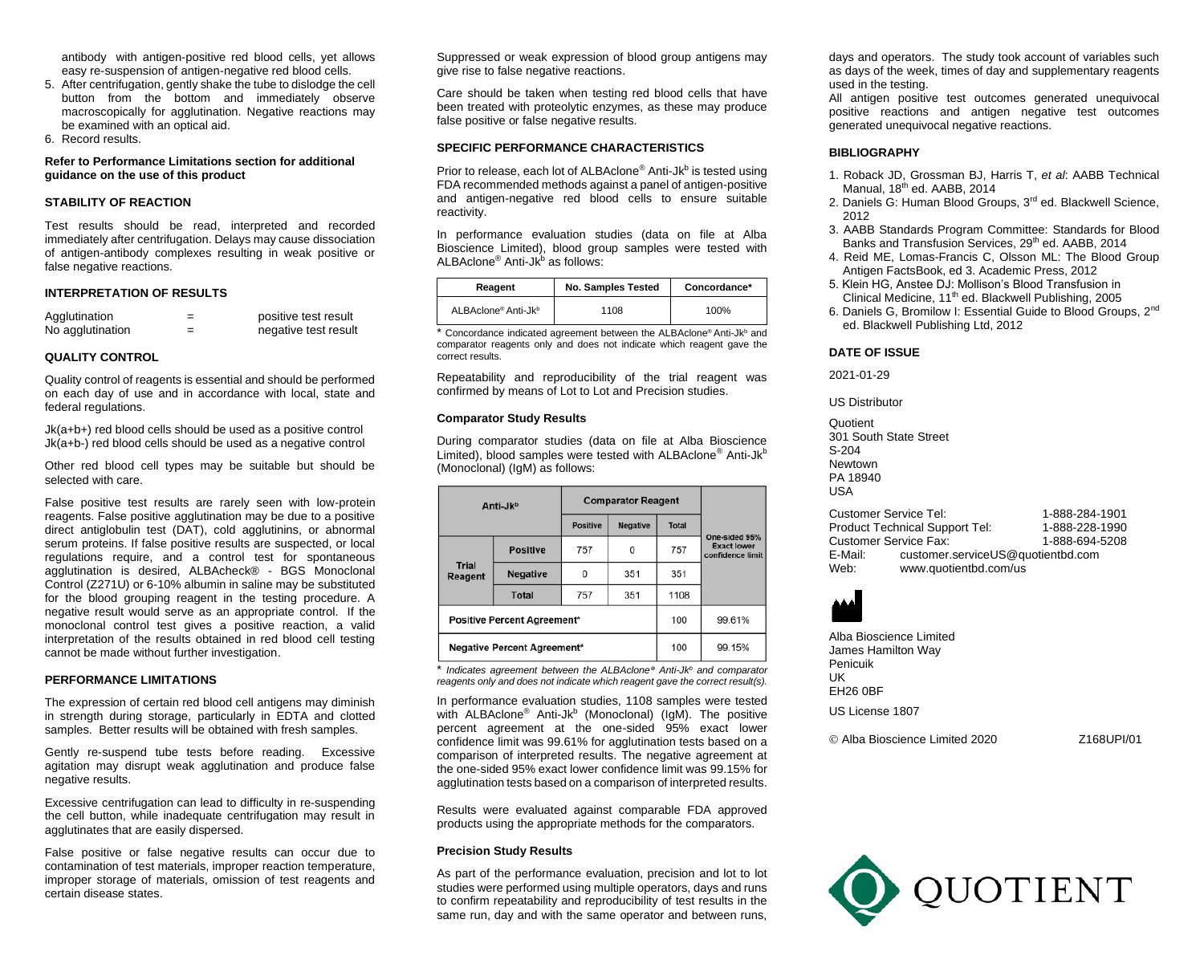antibody with antigen-positive red blood cells, yet allows easy re-suspension of antigen-negative red blood cells.

5. After centrifugation, gently shake the tube to dislodge the cell button from the bottom and immediately observe macroscopically for agglutination. Negative reactions may be examined with an optical aid.
6. Record results.

**Refer to Performance Limitations section for additional guidance on the use of this product**

## STABILITY OF REACTION

Test results should be read, interpreted and recorded immediately after centrifugation. Delays may cause dissociation of antigen-antibody complexes resulting in weak positive or false negative reactions.

## INTERPRETATION OF RESULTS

| | | |
|---|---|---|
| Agglutination | = | positive test result |
| No agglutination | = | negative test result |

## QUALITY CONTROL

Quality control of reagents is essential and should be performed on each day of use and in accordance with local, state and federal regulations.

Jk(a+b+) red blood cells should be used as a positive control
Jk(a+b-) red blood cells should be used as a negative control

Other red blood cell types may be suitable but should be selected with care.

False positive test results are rarely seen with low-protein reagents. False positive agglutination may be due to a positive direct antiglobulin test (DAT), cold agglutinins, or abnormal serum proteins. If false positive results are suspected, or local regulations require, and a control test for spontaneous agglutination is desired, ALBAcheck® - BGS Monoclonal Control (Z271U) or 6-10% albumin in saline may be substituted for the blood grouping reagent in the testing procedure. A negative result would serve as an appropriate control. If the monoclonal control test gives a positive reaction, a valid interpretation of the results obtained in red blood cell testing cannot be made without further investigation.

## PERFORMANCE LIMITATIONS

The expression of certain red blood cell antigens may diminish in strength during storage, particularly in EDTA and clotted samples. Better results will be obtained with fresh samples.

Gently re-suspend tube tests before reading. Excessive agitation may disrupt weak agglutination and produce false negative results.

Excessive centrifugation can lead to difficulty in re-suspending the cell button, while inadequate centrifugation may result in agglutinates that are easily dispersed.

False positive or false negative results can occur due to contamination of test materials, improper reaction temperature, improper storage of materials, omission of test reagents and certain disease states.

Suppressed or weak expression of blood group antigens may give rise to false negative reactions.

Care should be taken when testing red blood cells that have been treated with proteolytic enzymes, as these may produce false positive or false negative results.

## SPECIFIC PERFORMANCE CHARACTERISTICS

Prior to release, each lot of ALBAclone® Anti-Jk$^b$ is tested using FDA recommended methods against a panel of antigen-positive and antigen-negative red blood cells to ensure suitable reactivity.

In performance evaluation studies (data on file at Alba Bioscience Limited), blood group samples were tested with ALBAclone® Anti-Jk$^b$ as follows:

| Reagent | No. Samples Tested | Concordance* |
|---|---|---|
| ALBAclone® Anti-Jk$^b$ | 1108 | 100% |

\* Concordance indicated agreement between the ALBAclone® Anti-Jk$^b$ and comparator reagents only and does not indicate which reagent gave the correct results.

Repeatability and reproducibility of the trial reagent was confirmed by means of Lot to Lot and Precision studies.

### Comparator Study Results

During comparator studies (data on file at Alba Bioscience Limited), blood samples were tested with ALBAclone® Anti-Jk$^b$ (Monoclonal) (IgM) as follows:

| Anti-Jk$^b$ | | Comparator Reagent | | | One-sided 95% Exact lower confidence limit |
|---|---|---|---|---|---|
| | | Positive | Negative | Total | |
| Trial Reagent | Positive | 757 | 0 | 757 | |
| | Negative | 0 | 351 | 351 | |
| | Total | 757 | 351 | 1108 | |
| Positive Percent Agreement* | | | | 100 | 99.61% |
| Negative Percent Agreement* | | | | 100 | 99.15% |

\* *Indicates agreement between the ALBAclone® Anti-Jk$^b$ and comparator reagents only and does not indicate which reagent gave the correct result(s).*

In performance evaluation studies, 1108 samples were tested with ALBAclone® Anti-Jk$^b$ (Monoclonal) (IgM). The positive percent agreement at the one-sided 95% exact lower confidence limit was 99.61% for agglutination tests based on a comparison of interpreted results. The negative agreement at the one-sided 95% exact lower confidence limit was 99.15% for agglutination tests based on a comparison of interpreted results.

Results were evaluated against comparable FDA approved products using the appropriate methods for the comparators.

### Precision Study Results

As part of the performance evaluation, precision and lot to lot studies were performed using multiple operators, days and runs to confirm repeatability and reproducibility of test results in the same run, day and with the same operator and between runs, days and operators. The study took account of variables such as days of the week, times of day and supplementary reagents used in the testing.
All antigen positive test outcomes generated unequivocal positive reactions and antigen negative test outcomes generated unequivocal negative reactions.

## BIBLIOGRAPHY

1. Roback JD, Grossman BJ, Harris T, *et al*: AABB Technical Manual, 18th ed. AABB, 2014
2. Daniels G: Human Blood Groups, 3rd ed. Blackwell Science, 2012
3. AABB Standards Program Committee: Standards for Blood Banks and Transfusion Services, 29th ed. AABB, 2014
4. Reid ME, Lomas-Francis C, Olsson ML: The Blood Group Antigen FactsBook, ed 3. Academic Press, 2012
5. Klein HG, Anstee DJ: Mollison's Blood Transfusion in Clinical Medicine, 11th ed. Blackwell Publishing, 2005
6. Daniels G, Bromilow I: Essential Guide to Blood Groups, 2nd ed. Blackwell Publishing Ltd, 2012

## DATE OF ISSUE

2021-01-29

US Distributor

Quotient
301 South State Street
S-204
Newtown
PA 18940
USA

| | |
|---|---|
| Customer Service Tel: | 1-888-284-1901 |
| Product Technical Support Tel: | 1-888-228-1990 |
| Customer Service Fax: | 1-888-694-5208 |
| E-Mail: | customer.serviceUS@quotientbd.com |
| Web: | www.quotientbd.com/us |

Alba Bioscience Limited
James Hamilton Way
Penicuik
UK
EH26 0BF

US License 1807

© Alba Bioscience Limited 2020 Z168UPI/01

QUOTIENT